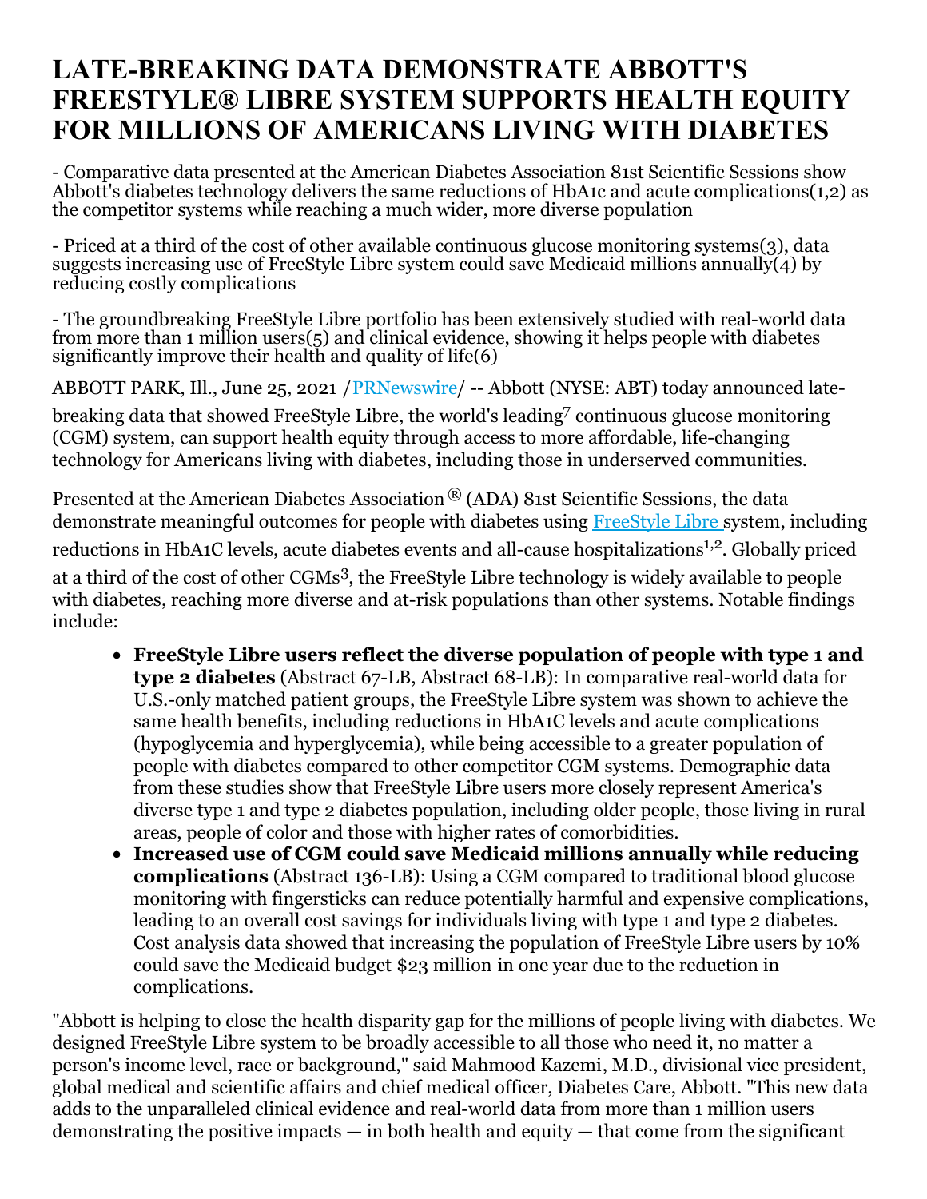# LATE-BREAKING DATA DEMONSTRATE ABBOTT'S FREESTYLE® LIBRE SYSTEM SUPPORTS HEALTH EQUITY FOR MILLIONS OF AMERICANS LIVING WITH DIABETES

- Comparative data presented at the American Diabetes Association 81st Scientific Sessions show Abbott's diabetes technology delivers the same reductions of HbA1c and acute complications(1,2) as the competitor systems while reaching a much wider, more diverse population

- Priced at a third of the cost of other available continuous glucose monitoring systems(3), data suggests increasing use of FreeStyle Libre system could save Medicaid millions annually(4) by reducing costly complications

- The groundbreaking FreeStyle Libre portfolio has been extensively studied with real-world data from more than 1 million users(5) and clinical evidence, showing it helps people with diabetes significantly improve their health and quality of life(6)

ABBOTT PARK, Ill., June 25, 2021 /PRNewswire/ -- Abbott (NYSE: ABT) today announced late-breaking data that showed FreeStyle Libre, the world's leading[7] continuous glucose monitoring (CGM) system, can support health equity through access to more affordable, life-changing technology for Americans living with diabetes, including those in underserved communities.

Presented at the American Diabetes Association® (ADA) 81st Scientific Sessions, the data demonstrate meaningful outcomes for people with diabetes using FreeStyle Libre system, including reductions in HbA1C levels, acute diabetes events and all-cause hospitalizations[1,2]. Globally priced at a third of the cost of other CGMs[3], the FreeStyle Libre technology is widely available to people with diabetes, reaching more diverse and at-risk populations than other systems. Notable findings include:

- **FreeStyle Libre users reflect the diverse population of people with type 1 and type 2 diabetes** (Abstract 67-LB, Abstract 68-LB): In comparative real-world data for U.S.-only matched patient groups, the FreeStyle Libre system was shown to achieve the same health benefits, including reductions in HbA1C levels and acute complications (hypoglycemia and hyperglycemia), while being accessible to a greater population of people with diabetes compared to other competitor CGM systems. Demographic data from these studies show that FreeStyle Libre users more closely represent America's diverse type 1 and type 2 diabetes population, including older people, those living in rural areas, people of color and those with higher rates of comorbidities.
- **Increased use of CGM could save Medicaid millions annually while reducing complications** (Abstract 136-LB): Using a CGM compared to traditional blood glucose monitoring with fingersticks can reduce potentially harmful and expensive complications, leading to an overall cost savings for individuals living with type 1 and type 2 diabetes. Cost analysis data showed that increasing the population of FreeStyle Libre users by 10% could save the Medicaid budget $23 million in one year due to the reduction in complications.

"Abbott is helping to close the health disparity gap for the millions of people living with diabetes. We designed FreeStyle Libre system to be broadly accessible to all those who need it, no matter a person's income level, race or background," said Mahmood Kazemi, M.D., divisional vice president, global medical and scientific affairs and chief medical officer, Diabetes Care, Abbott. "This new data adds to the unparalleled clinical evidence and real-world data from more than 1 million users demonstrating the positive impacts — in both health and equity — that come from the significant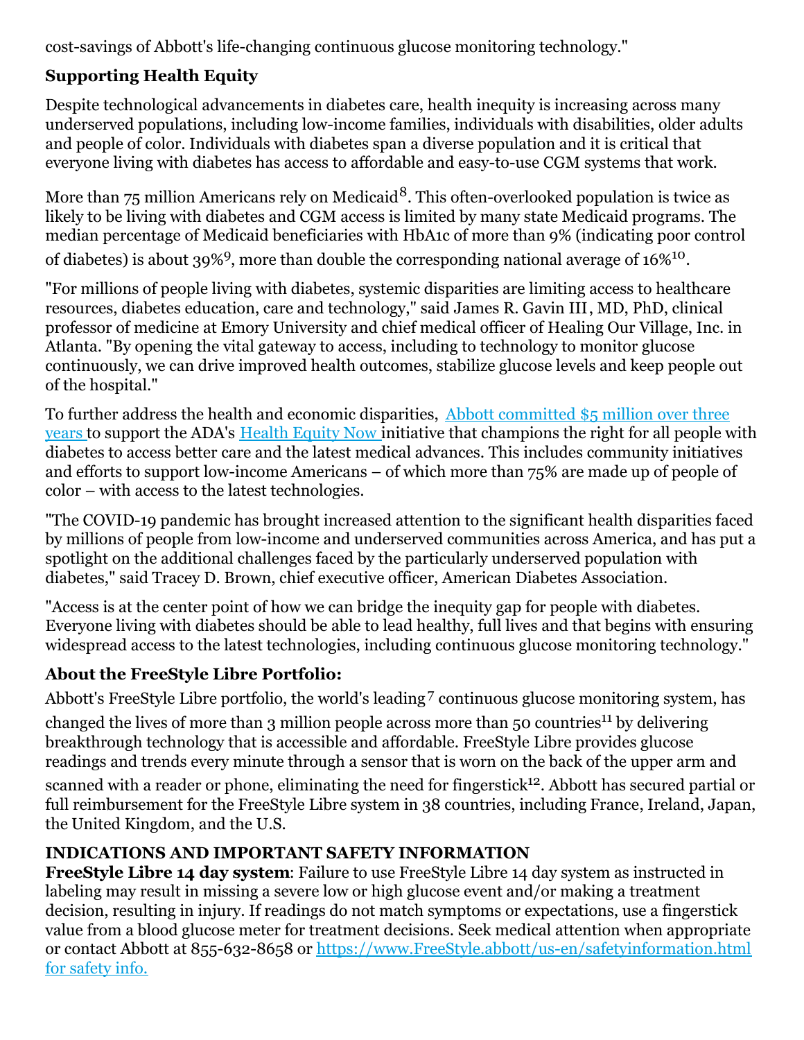cost-savings of Abbott's life-changing continuous glucose monitoring technology."

## Supporting Health Equity

Despite technological advancements in diabetes care, health inequity is increasing across many underserved populations, including low-income families, individuals with disabilities, older adults and people of color. Individuals with diabetes span a diverse population and it is critical that everyone living with diabetes has access to affordable and easy-to-use CGM systems that work.

More than 75 million Americans rely on Medicaid[8]. This often-overlooked population is twice as likely to be living with diabetes and CGM access is limited by many state Medicaid programs. The median percentage of Medicaid beneficiaries with HbA1c of more than 9% (indicating poor control of diabetes) is about 39%[9], more than double the corresponding national average of 16%[10].

"For millions of people living with diabetes, systemic disparities are limiting access to healthcare resources, diabetes education, care and technology," said James R. Gavin III, MD, PhD, clinical professor of medicine at Emory University and chief medical officer of Healing Our Village, Inc. in Atlanta. "By opening the vital gateway to access, including to technology to monitor glucose continuously, we can drive improved health outcomes, stabilize glucose levels and keep people out of the hospital."

To further address the health and economic disparities, Abbott committed $5 million over three years to support the ADA's Health Equity Now initiative that champions the right for all people with diabetes to access better care and the latest medical advances. This includes community initiatives and efforts to support low-income Americans – of which more than 75% are made up of people of color – with access to the latest technologies.

"The COVID-19 pandemic has brought increased attention to the significant health disparities faced by millions of people from low-income and underserved communities across America, and has put a spotlight on the additional challenges faced by the particularly underserved population with diabetes," said Tracey D. Brown, chief executive officer, American Diabetes Association.

"Access is at the center point of how we can bridge the inequity gap for people with diabetes. Everyone living with diabetes should be able to lead healthy, full lives and that begins with ensuring widespread access to the latest technologies, including continuous glucose monitoring technology."

## About the FreeStyle Libre Portfolio:

Abbott's FreeStyle Libre portfolio, the world's leading[7] continuous glucose monitoring system, has changed the lives of more than 3 million people across more than 50 countries[11] by delivering breakthrough technology that is accessible and affordable. FreeStyle Libre provides glucose readings and trends every minute through a sensor that is worn on the back of the upper arm and scanned with a reader or phone, eliminating the need for fingerstick[12]. Abbott has secured partial or full reimbursement for the FreeStyle Libre system in 38 countries, including France, Ireland, Japan, the United Kingdom, and the U.S.

## INDICATIONS AND IMPORTANT SAFETY INFORMATION

**FreeStyle Libre 14 day system**: Failure to use FreeStyle Libre 14 day system as instructed in labeling may result in missing a severe low or high glucose event and/or making a treatment decision, resulting in injury. If readings do not match symptoms or expectations, use a fingerstick value from a blood glucose meter for treatment decisions. Seek medical attention when appropriate or contact Abbott at 855-632-8658 or https://www.FreeStyle.abbott/us-en/safetyinformation.html for safety info.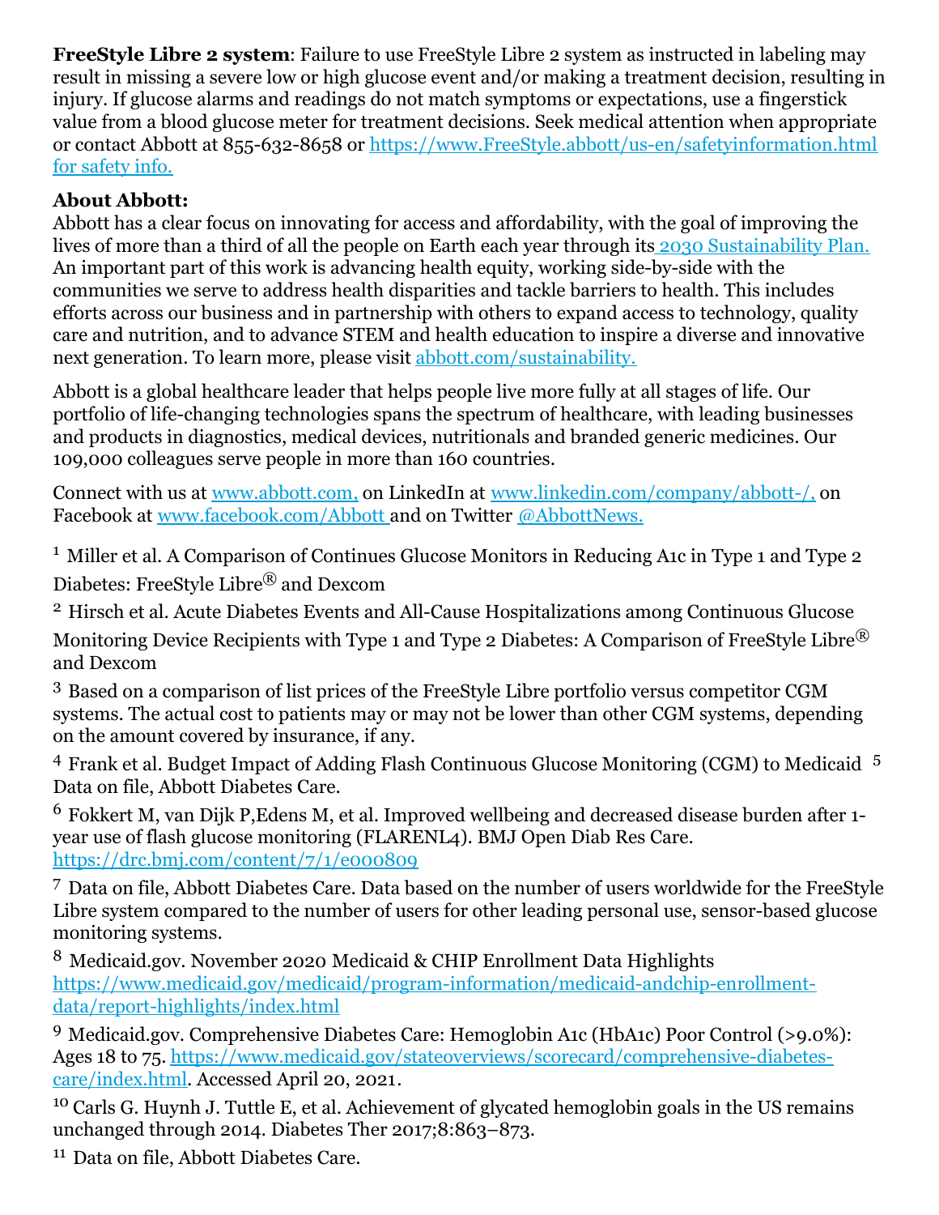**FreeStyle Libre 2 system**: Failure to use FreeStyle Libre 2 system as instructed in labeling may result in missing a severe low or high glucose event and/or making a treatment decision, resulting in injury. If glucose alarms and readings do not match symptoms or expectations, use a fingerstick value from a blood glucose meter for treatment decisions. Seek medical attention when appropriate or contact Abbott at 855-632-8658 or https://www.FreeStyle.abbott/us-en/safetyinformation.html for safety info.

**About Abbott:**

Abbott has a clear focus on innovating for access and affordability, with the goal of improving the lives of more than a third of all the people on Earth each year through its 2030 Sustainability Plan. An important part of this work is advancing health equity, working side-by-side with the communities we serve to address health disparities and tackle barriers to health. This includes efforts across our business and in partnership with others to expand access to technology, quality care and nutrition, and to advance STEM and health education to inspire a diverse and innovative next generation. To learn more, please visit abbott.com/sustainability.

Abbott is a global healthcare leader that helps people live more fully at all stages of life. Our portfolio of life-changing technologies spans the spectrum of healthcare, with leading businesses and products in diagnostics, medical devices, nutritionals and branded generic medicines. Our 109,000 colleagues serve people in more than 160 countries.

Connect with us at www.abbott.com, on LinkedIn at www.linkedin.com/company/abbott-/, on Facebook at www.facebook.com/Abbott and on Twitter @AbbottNews.

[1] Miller et al. A Comparison of Continues Glucose Monitors in Reducing A1c in Type 1 and Type 2 Diabetes: FreeStyle Libre® and Dexcom

[2] Hirsch et al. Acute Diabetes Events and All-Cause Hospitalizations among Continuous Glucose Monitoring Device Recipients with Type 1 and Type 2 Diabetes: A Comparison of FreeStyle Libre® and Dexcom

[3] Based on a comparison of list prices of the FreeStyle Libre portfolio versus competitor CGM systems. The actual cost to patients may or may not be lower than other CGM systems, depending on the amount covered by insurance, if any.

[4] Frank et al. Budget Impact of Adding Flash Continuous Glucose Monitoring (CGM) to Medicaid [5] Data on file, Abbott Diabetes Care.

[6] Fokkert M, van Dijk P,Edens M, et al. Improved wellbeing and decreased disease burden after 1-year use of flash glucose monitoring (FLARENL4). BMJ Open Diab Res Care. https://drc.bmj.com/content/7/1/e000809

[7] Data on file, Abbott Diabetes Care. Data based on the number of users worldwide for the FreeStyle Libre system compared to the number of users for other leading personal use, sensor-based glucose monitoring systems.

[8] Medicaid.gov. November 2020 Medicaid & CHIP Enrollment Data Highlights https://www.medicaid.gov/medicaid/program-information/medicaid-andchip-enrollment-data/report-highlights/index.html

[9] Medicaid.gov. Comprehensive Diabetes Care: Hemoglobin A1c (HbA1c) Poor Control (>9.0%): Ages 18 to 75. https://www.medicaid.gov/stateoverviews/scorecard/comprehensive-diabetes-care/index.html. Accessed April 20, 2021.

[10] Carls G. Huynh J. Tuttle E, et al. Achievement of glycated hemoglobin goals in the US remains unchanged through 2014. Diabetes Ther 2017;8:863–873.

[11] Data on file, Abbott Diabetes Care.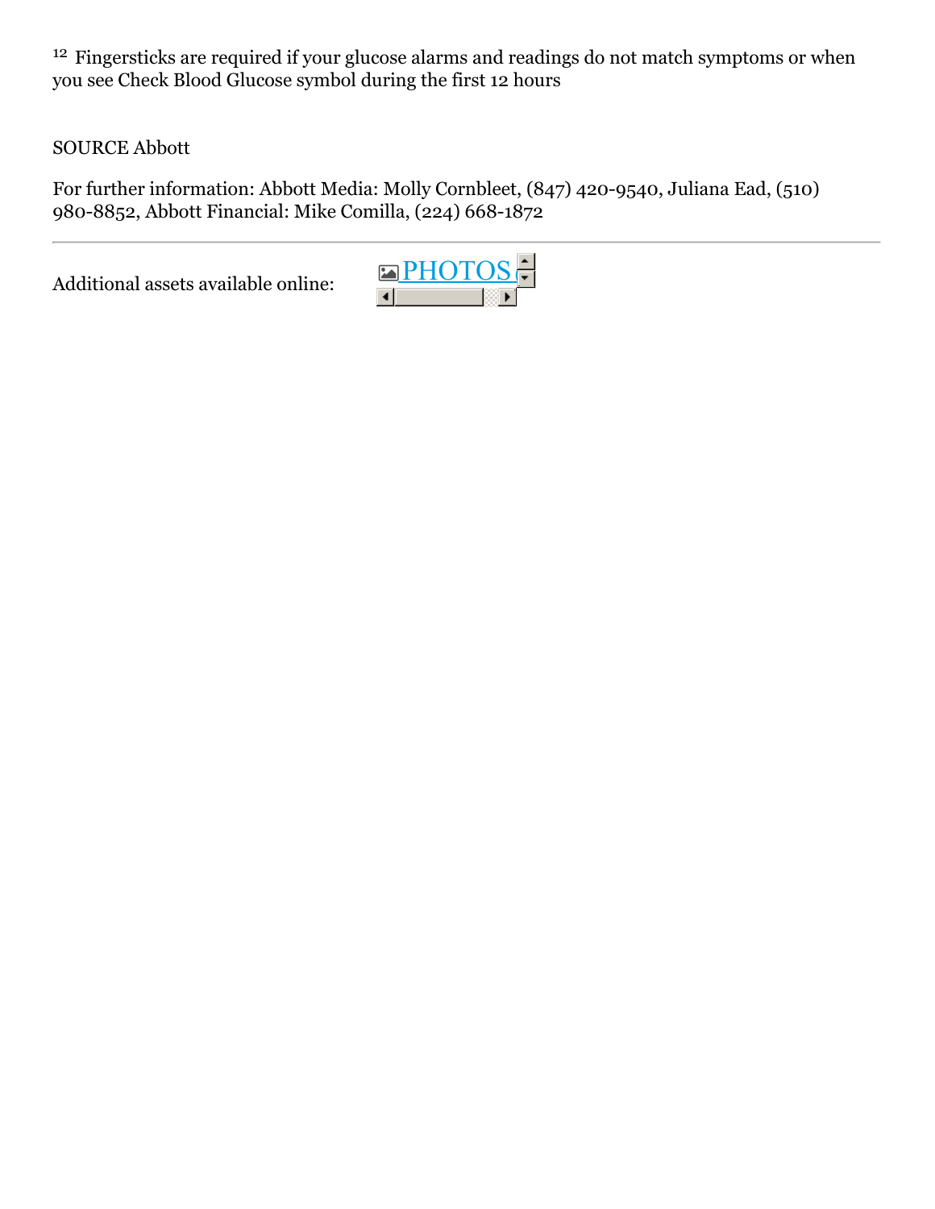[12] Fingersticks are required if your glucose alarms and readings do not match symptoms or when you see Check Blood Glucose symbol during the first 12 hours

SOURCE Abbott

For further information: Abbott Media: Molly Cornbleet, (847) 420-9540, Juliana Ead, (510) 980-8852, Abbott Financial: Mike Comilla, (224) 668-1872

---

Additional assets available online: PHOTOS